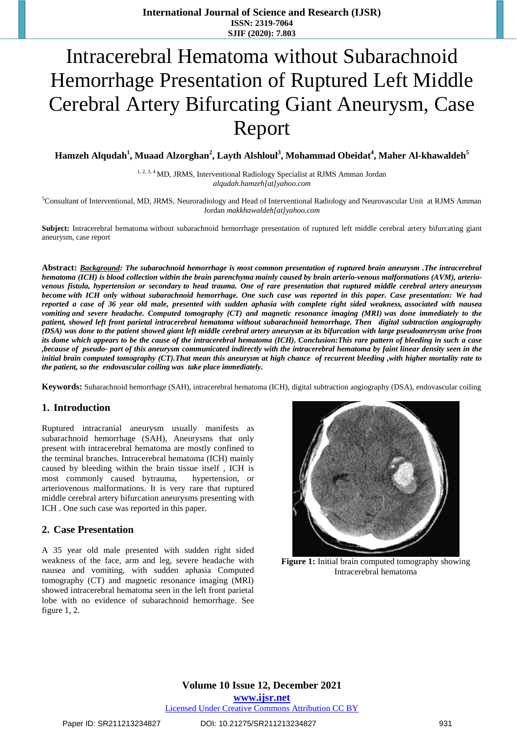// Intracerebral Hematoma without Subarachnoid Hemorrhage Presentation of Ruptured Left Middle Cerebral Artery Bifurcating Giant Aneurysm, Case Report

**Hamzeh Alqudah[1], Muaad Alzorghan[2], Layth Alshloul[3], Mohammad Obeidat[4], Maher Al-khawaldeh[5]**

[1, 2, 3, 4] MD, JRMS, Interventional Radiology Specialist at RJMS Amman Jordan
*alqudah.hamzeh[at]yahoo.com*

[5]Consultant of Interventional, MD, JRMS, Neuroradiology and Head of Interventional Radiology and Neurovascular Unit at RJMS Amman Jordan *makkhawaldeh[at]yahoo.com*

**Subject:** Intracerebral hematoma without subarachnoid hemorrhage presentation of ruptured left middle cerebral artery bifurcating giant aneurysm, case report

**Abstract:** ***Background:*** ***The subarachnoid hemorrhage is most common presentation of ruptured brain aneurysm .The intracerebral hematoma (ICH) is blood collection within the brain parenchyma mainly caused by brain arterio-venous malformations (AVM), arterio-venous fistula, hypertension or secondary to head trauma. One of rare presentation that ruptured middle cerebral artery aneurysm become with ICH only without subarachnoid hemorrhage. One such case was reported in this paper. Case presentation: We had reported a case of 36 year old male, presented with sudden aphasia with complete right sided weakness, associated with nausea vomiting and severe headache. Computed tomography (CT) and magnetic resonance imaging (MRI) was done immediately to the patient, showed left front parietal intracerebral hematoma without subarachnoid hemorrhage. Then digital subtraction angiography (DSA) was done to the patient showed giant left middle cerebral artery aneurysm at its bifurcation with large pseudoanerysm arise from its dome which appears to be the cause of the intracerebral hematoma (ICH). Conclusion:This rare pattern of bleeding in such a case ,because of pseudo- part of this aneurysm communicated indirectly with the intracerebral hematoma by faint linear density seen in the initial brain computed tomography (CT).That mean this aneurysm at high chance of recurrent bleeding ,with higher mortality rate to the patient, so the endovascular coiling was take place immediately.***

**Keywords:** Subarachnoid hemorrhage (SAH), intracerebral hematoma (ICH), digital subtraction angiography (DSA), endovascular coiling

## 1. Introduction

Ruptured intracranial aneurysm usually manifests as subarachnoid hemorrhage (SAH), Aneurysms that only present with intracerebral hematoma are mostly confined to the terminal branches. Intracerebral hematoma (ICH) mainly caused by bleeding within the brain tissue itself , ICH is most commonly caused bytrauma, hypertension, or arteriovenous malformations. It is very rare that ruptured middle cerebral artery bifurcation aneurysms presenting with ICH . One such case was reported in this paper.

## 2. Case Presentation

A 35 year old male presented with sudden right sided weakness of the face, arm and leg, severe headache with nausea and vomiting, with sudden aphasia Computed tomography (CT) and magnetic resonance imaging (MRI) showed intracerebral hematoma seen in the left front parietal lobe with no evidence of subarachnoid hemorrhage. See figure 1, 2.

**Figure 1:** Initial brain computed tomography showing Intracerebral hematoma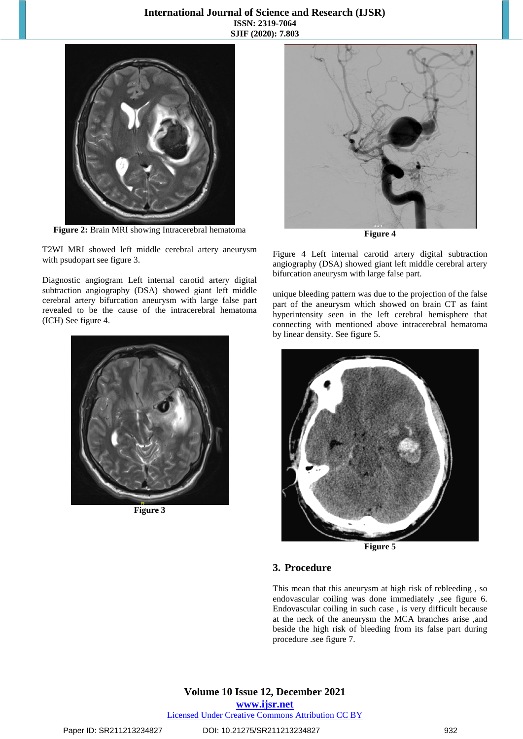Figure 2: Brain MRI showing Intracerebral hematoma

T2WI MRI showed left middle cerebral artery aneurysm with psudopart see figure 3.

Diagnostic angiogram Left internal carotid artery digital subtraction angiography (DSA) showed giant middle cerebral artery bifurcation aneurysm with large false part revealed to be the cause of the intracerebral hematoma (ICH) See figure 4.

Figure 3

Figure 4

Figure 4 Left internal carotid artery digital subtraction angiography (DSA) showed giant left middle cerebral artery bifurcation aneurysm with large false part.

unique bleeding pattern was due to the projection of the false part of the aneurysm which showed on brain CT as faint hyperintensity seen in the left cerebral hemisphere that connecting with mentioned above intracerebral hematoma by linear density. See figure 5.

Figure 5

## 3. Procedure

This mean that this aneurysm at high risk of rebleeding , so endovascular coiling was done immediately ,see figure 6. Endovascular coiling in such case , is very difficult because at the neck of the aneurysm the MCA branches arise ,and beside the high risk of bleeding from its false part during procedure .see figure 7.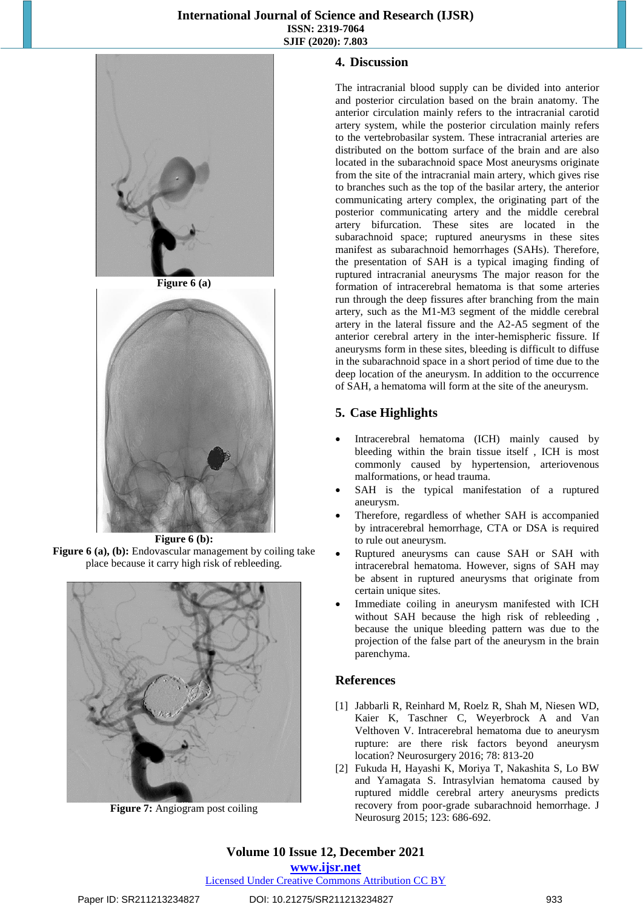Figure 6 (a)

Figure 6 (b):

**Figure 6 (a), (b):** Endovascular management by coiling take place because it carry high risk of rebleeding.

**Figure 7:** Angiogram post coiling

## 4. Discussion

The intracranial blood supply can be divided into anterior and posterior circulation based on the brain anatomy. The anterior circulation mainly refers to the intracranial carotid artery system, while the posterior circulation mainly refers to the vertebrobasilar system. These intracranial arteries are distributed on the bottom surface of the brain and are also located in the subarachnoid space Most aneurysms originate from the site of the intracranial main artery, which gives rise to branches such as the top of the basilar artery, the anterior communicating artery complex, the originating part of the posterior communicating artery and the middle cerebral artery bifurcation. These sites are located in the subarachnoid space; ruptured aneurysms in these sites manifest as subarachnoid hemorrhages (SAHs). Therefore, the presentation of SAH is a typical imaging finding of ruptured intracranial aneurysms The major reason for the formation of intracerebral hematoma is that some arteries run through the deep fissures after branching from the main artery, such as the M1-M3 segment of the middle cerebral artery in the lateral fissure and the A2-A5 segment of the anterior cerebral artery in the inter-hemispheric fissure. If aneurysms form in these sites, bleeding is difficult to diffuse in the subarachnoid space in a short period of time due to the deep location of the aneurysm. In addition to the occurrence of SAH, a hematoma will form at the site of the aneurysm.

## 5. Case Highlights

- Intracerebral hematoma (ICH) mainly caused by bleeding within the brain tissue itself , ICH is most commonly caused by hypertension, arteriovenous malformations, or head trauma.
- SAH is the typical manifestation of a ruptured aneurysm.
- Therefore, regardless of whether SAH is accompanied by intracerebral hemorrhage, CTA or DSA is required to rule out aneurysm.
- Ruptured aneurysms can cause SAH or SAH with intracerebral hematoma. However, signs of SAH may be absent in ruptured aneurysms that originate from certain unique sites.
- Immediate coiling in aneurysm manifested with ICH without SAH because the high risk of rebleeding , because the unique bleeding pattern was due to the projection of the false part of the aneurysm in the brain parenchyma.

## References

[1] Jabbarli R, Reinhard M, Roelz R, Shah M, Niesen WD, Kaier K, Taschner C, Weyerbrock A and Van Velthoven V. Intracerebral hematoma due to aneurysm rupture: are there risk factors beyond aneurysm location? Neurosurgery 2016; 78: 813-20

[2] Fukuda H, Hayashi K, Moriya T, Nakashita S, Lo BW and Yamagata S. Intrasylvian hematoma caused by ruptured middle cerebral artery aneurysms predicts recovery from poor-grade subarachnoid hemorrhage. J Neurosurg 2015; 123: 686-692.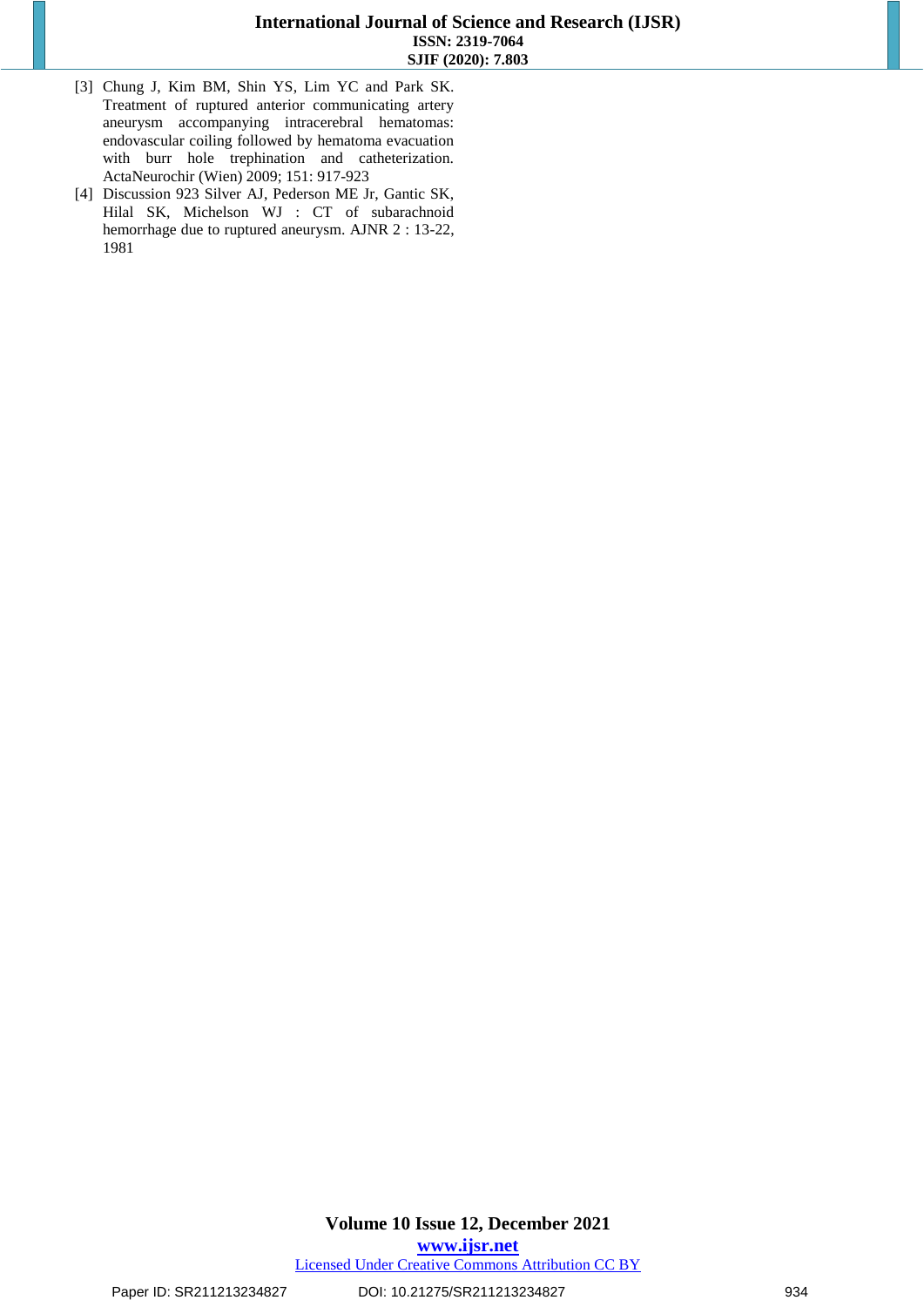[3] Chung J, Kim BM, Shin YS, Lim YC and Park SK. Treatment of ruptured anterior communicating artery aneurysm accompanying intracerebral hematomas: endovascular coiling followed by hematoma evacuation with burr hole trephination and catheterization. ActaNeurochir (Wien) 2009; 151: 917-923

[4] Discussion 923 Silver AJ, Pederson ME Jr, Gantic SK, Hilal SK, Michelson WJ : CT of subarachnoid hemorrhage due to ruptured aneurysm. AJNR 2 : 13-22, 1981